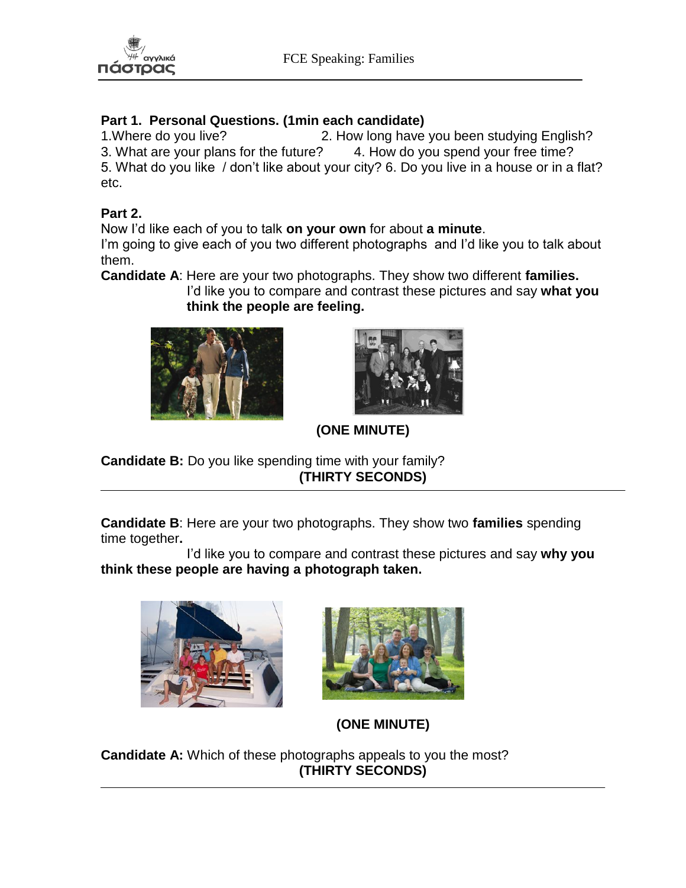**Part 1. Personal Questions. (1min each candidate)**

1.Where do you live? 2. How long have you been studying English?
3. What are your plans for the future? 4. How do you spend your free time?
5. What do you like / don't like about your city? 6. Do you live in a house or in a flat? etc.

**Part 2.**

Now I'd like each of you to talk **on your own** for about **a minute**.
I'm going to give each of you two different photographs and I'd like you to talk about them.

**Candidate A**: Here are your two photographs. They show two different **families.**
I'd like you to compare and contrast these pictures and say **what you think the people are feeling.**

**(ONE MINUTE)**

**Candidate B:** Do you like spending time with your family?
**(THIRTY SECONDS)**

---

**Candidate B**: Here are your two photographs. They show two **families** spending time together**.**
I'd like you to compare and contrast these pictures and say **why you think these people are having a photograph taken.**

**(ONE MINUTE)**

**Candidate A:** Which of these photographs appeals to you the most?
**(THIRTY SECONDS)**

---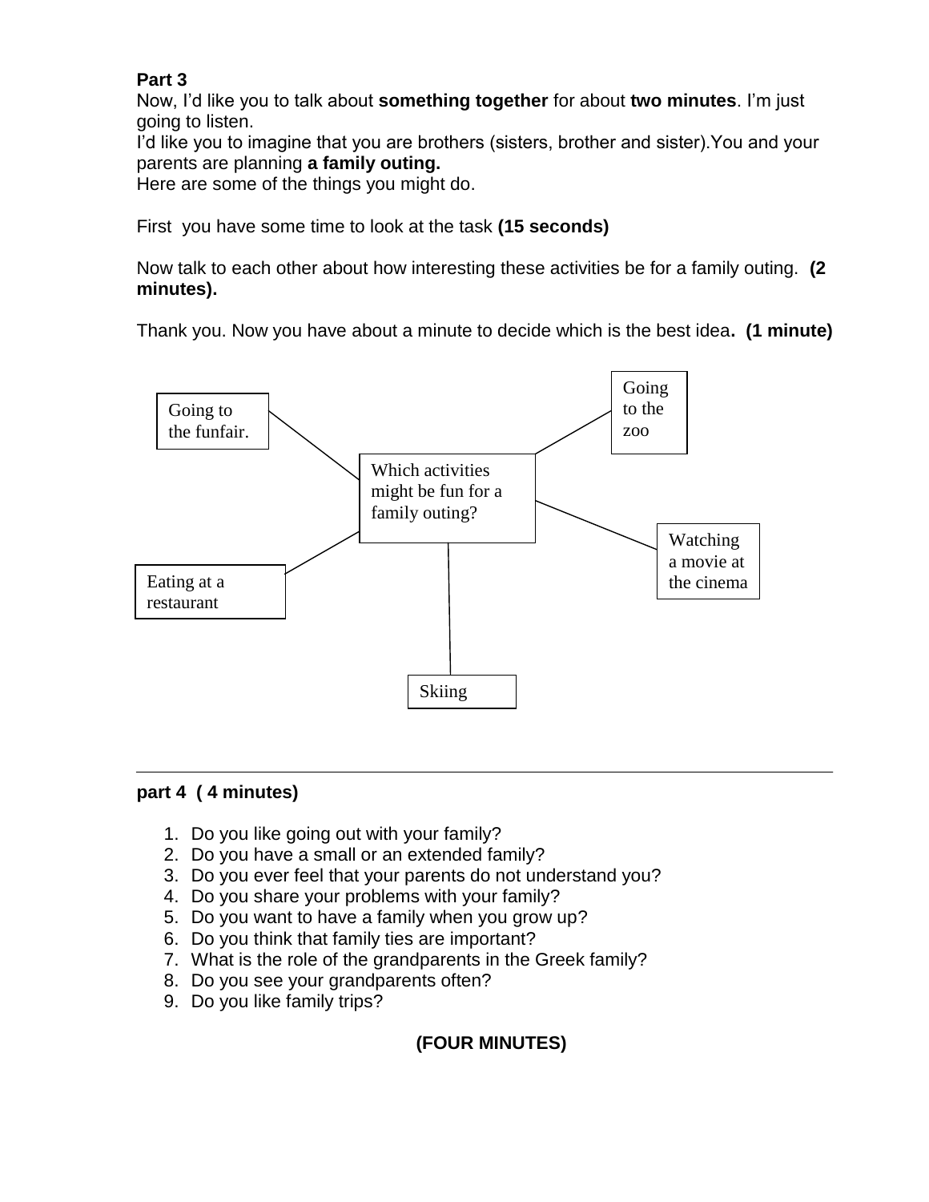**Part 3**

Now, I'd like you to talk about **something together** for about **two minutes**. I'm just going to listen.

I'd like you to imagine that you are brothers (sisters, brother and sister).You and your parents are planning **a family outing.**

Here are some of the things you might do.

First you have some time to look at the task **(15 seconds)**

Now talk to each other about how interesting these activities be for a family outing. **(2 minutes).**

Thank you. Now you have about a minute to decide which is the best idea**. (1 minute)**

Which activities might be fun for a family outing?

- Going to the funfair.
- Going to the zoo
- Watching a movie at the cinema
- Skiing
- Eating at a restaurant

---

**part 4 ( 4 minutes)**

1. Do you like going out with your family?
2. Do you have a small or an extended family?
3. Do you ever feel that your parents do not understand you?
4. Do you share your problems with your family?
5. Do you want to have a family when you grow up?
6. Do you think that family ties are important?
7. What is the role of the grandparents in the Greek family?
8. Do you see your grandparents often?
9. Do you like family trips?

**(FOUR MINUTES)**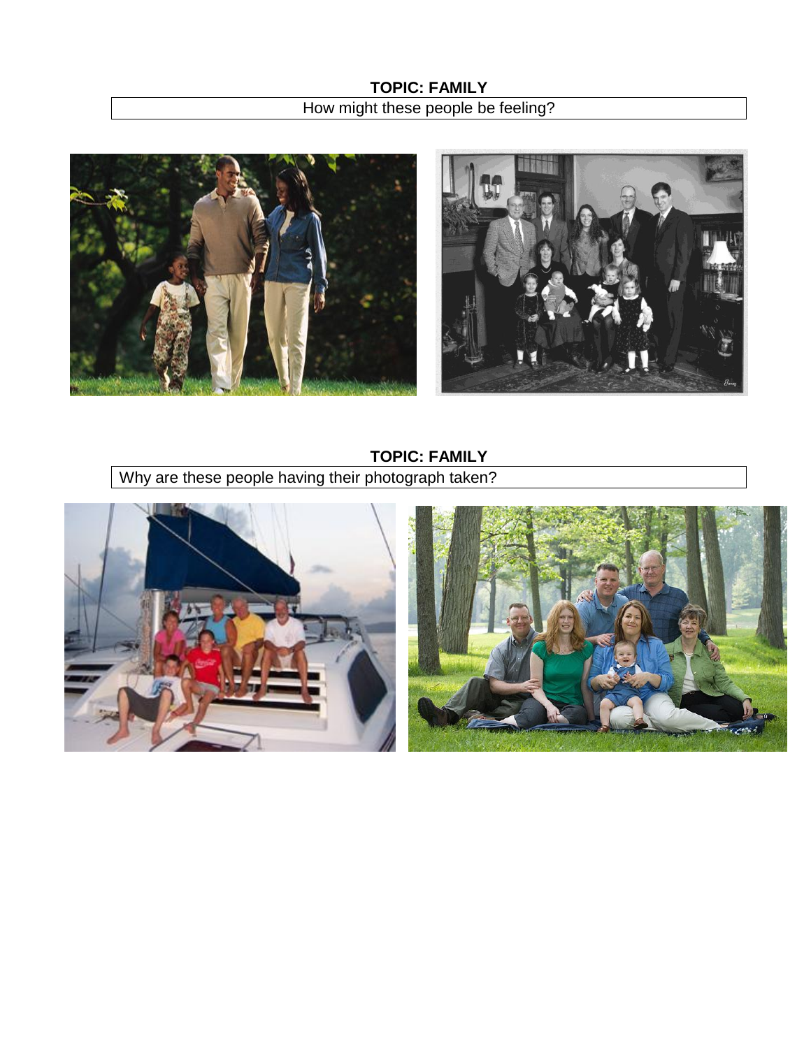**TOPIC: FAMILY**

How might these people be feeling?

**TOPIC: FAMILY**

Why are these people having their photograph taken?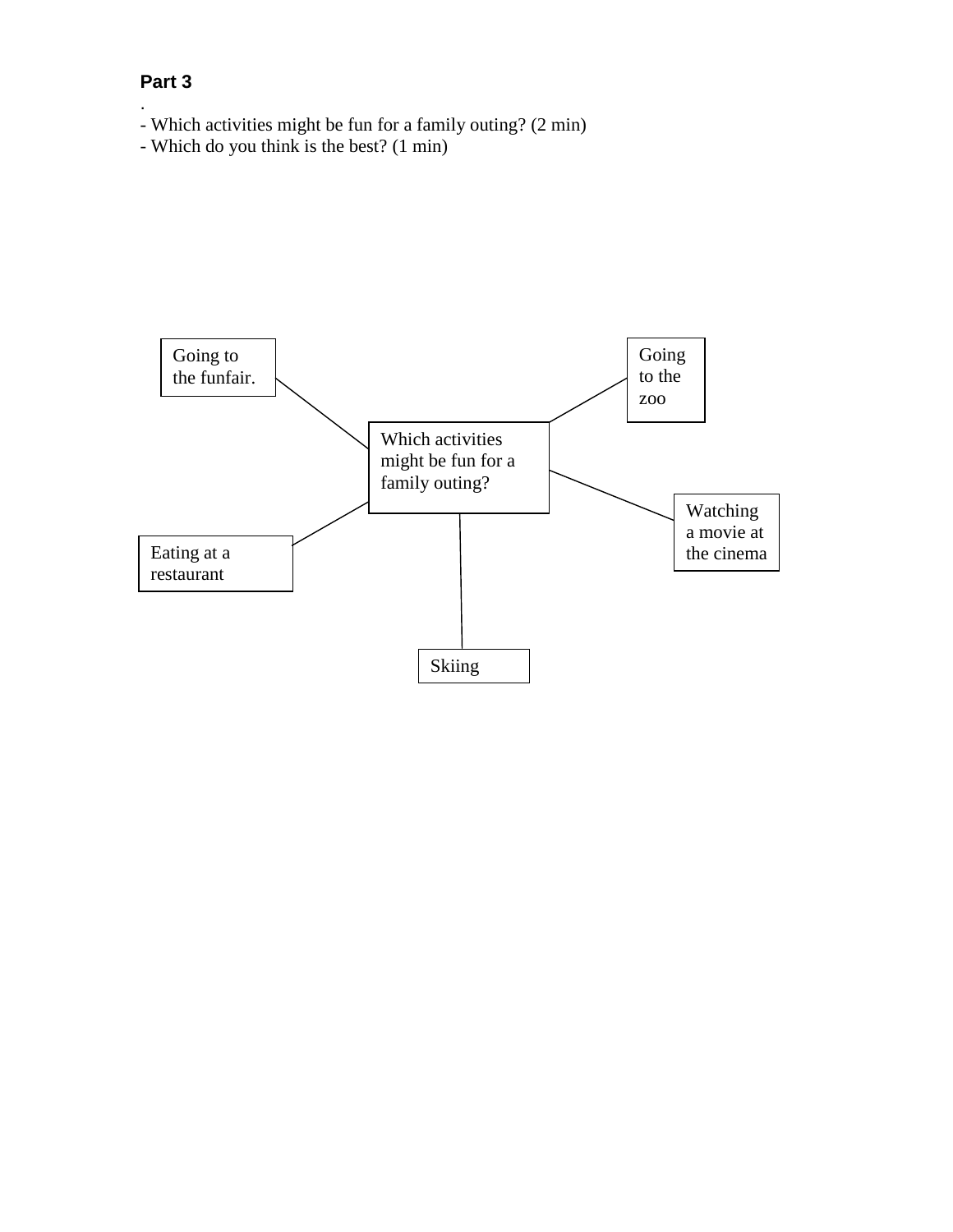## Part 3

.

- Which activities might be fun for a family outing? (2 min)
- Which do you think is the best? (1 min)

Going to the funfair.

Going to the zoo

Which activities might be fun for a family outing?

Watching a movie at the cinema

Eating at a restaurant

Skiing